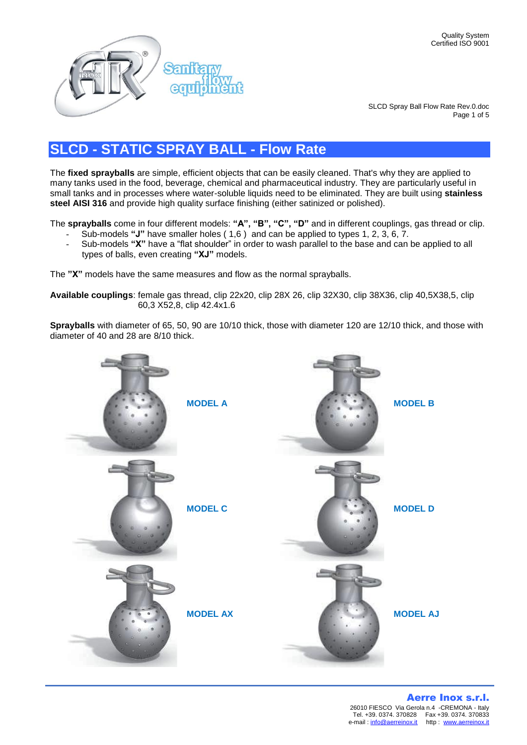# SLCD - STATIC SPRAY BALL - Flow Rate

The **fixed sprayballs** are simple, efficient objects that can be easily cleaned. That's why they are applied to many tanks used in the food, beverage, chemical and pharmaceutical industry. They are particularly useful in small tanks and in processes where water-soluble liquids need to be eliminated. They are built using **stainless steel AISI 316** and provide high quality surface finishing (either satinized or polished).

The **sprayballs** come in four different models: **"A", "B", "C", "D"** and in different couplings, gas thread or clip.

- Sub-models **"J"** have smaller holes ( 1,6 ) and can be applied to types 1, 2, 3, 6, 7.
- Sub-models **"X"** have a "flat shoulder" in order to wash parallel to the base and can be applied to all types of balls, even creating **"XJ"** models.

The **"X"** models have the same measures and flow as the normal sprayballs.

**Available couplings**: female gas thread, clip 22x20, clip 28X 26, clip 32X30, clip 38X36, clip 40,5X38,5, clip 60,3 X52,8, clip 42.4x1.6

**Sprayballs** with diameter of 65, 50, 90 are 10/10 thick, those with diameter 120 are 12/10 thick, and those with diameter of 40 and 28 are 8/10 thick.

**MODEL A**

**MODEL B**

**MODEL C**

**MODEL D**

**MODEL AX**

**MODEL AJ**

**Aerre Inox s.r.l.**
26010 FIESCO Via Gerola n.4 -CREMONA - Italy
Tel. +39. 0374. 370828 Fax +39. 0374. 370833
e-mail : info@aerreinox.it http : www.aerreinox.it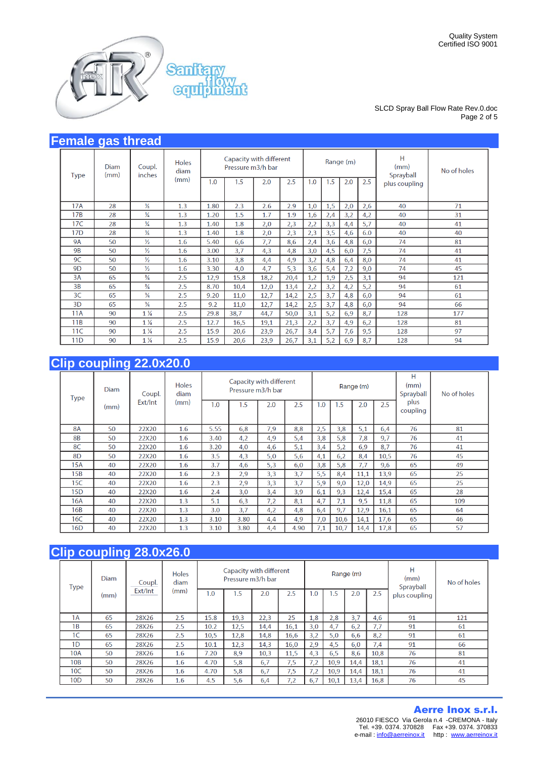Quality System
Certified ISO 9001

SLCD Spray Ball Flow Rate Rev.0.doc

## Female gas thread

| Type | Diam (mm) | Coupl. inches | Holes diam (mm) | Capacity with different Pressure m3/h bar | | | | Range (m) | | | | H (mm) Sprayball plus coupling | No of holes |
|---|---|---|---|---|---|---|---|---|---|---|---|---|---|
| | | | | 1.0 | 1.5 | 2.0 | 2.5 | 1.0 | 1.5 | 2.0 | 2.5 | | |
| 17A | 28 | ¼ | 1.3 | 1.80 | 2.3 | 2.6 | 2.9 | 1,0 | 1,5 | 2,0 | 2,6 | 40 | 71 |
| 17B | 28 | ¼ | 1.3 | 1.20 | 1.5 | 1.7 | 1.9 | 1,6 | 2,4 | 3,2 | 4,2 | 40 | 31 |
| 17C | 28 | ¼ | 1.3 | 1.40 | 1.8 | 2,0 | 2,3 | 2,2 | 3,3 | 4,4 | 5,7 | 40 | 41 |
| 17D | 28 | ¼ | 1.3 | 1.40 | 1.8 | 2,0 | 2,3 | 2,3 | 3,5 | 4,6 | 6.0 | 40 | 40 |
| 9A | 50 | ½ | 1.6 | 5.40 | 6,6 | 7,7 | 8,6 | 2,4 | 3,6 | 4,8 | 6,0 | 74 | 81 |
| 9B | 50 | ½ | 1.6 | 3.00 | 3,7 | 4,3 | 4,8 | 3,0 | 4,5 | 6,0 | 7,5 | 74 | 41 |
| 9C | 50 | ½ | 1.6 | 3.10 | 3,8 | 4,4 | 4,9 | 3,2 | 4,8 | 6,4 | 8,0 | 74 | 41 |
| 9D | 50 | ½ | 1.6 | 3.30 | 4,0 | 4,7 | 5,3 | 3,6 | 5,4 | 7,2 | 9,0 | 74 | 45 |
| 3A | 65 | ¾ | 2.5 | 12,9 | 15,8 | 18,2 | 20,4 | 1,2 | 1,9 | 2,5 | 3,1 | 94 | 121 |
| 3B | 65 | ¾ | 2.5 | 8.70 | 10,4 | 12,0 | 13,4 | 2,2 | 3,2 | 4,2 | 5,2 | 94 | 61 |
| 3C | 65 | ¾ | 2.5 | 9.20 | 11,0 | 12,7 | 14,2 | 2,5 | 3,7 | 4,8 | 6,0 | 94 | 61 |
| 3D | 65 | ¾ | 2.5 | 9.2 | 11,0 | 12,7 | 14,2 | 2,5 | 3,7 | 4,8 | 6,0 | 94 | 66 |
| 11A | 90 | 1 ¼ | 2.5 | 29.8 | 38,7 | 44,7 | 50,0 | 3,1 | 5,2 | 6,9 | 8,7 | 128 | 177 |
| 11B | 90 | 1 ¼ | 2.5 | 12.7 | 16,5 | 19,1 | 21,3 | 2,2 | 3,7 | 4,9 | 6,2 | 128 | 81 |
| 11C | 90 | 1 ¼ | 2.5 | 15.9 | 20,6 | 23,9 | 26,7 | 3,4 | 5,7 | 7,6 | 9,5 | 128 | 97 |
| 11D | 90 | 1 ¼ | 2.5 | 15.9 | 20,6 | 23,9 | 26,7 | 3,1 | 5,2 | 6,9 | 8,7 | 128 | 94 |

## Clip coupling 22.0x20.0

| Type | Diam (mm) | Coupl. Ext/Int | Holes diam (mm) | Capacity with different Pressure m3/h bar | | | | Range (m) | | | | H (mm) Sprayball plus coupling | No of holes |
|---|---|---|---|---|---|---|---|---|---|---|---|---|---|
| | | | | 1.0 | 1.5 | 2.0 | 2.5 | 1.0 | 1.5 | 2.0 | 2.5 | | |
| 8A | 50 | 22X20 | 1.6 | 5.55 | 6,8 | 7,9 | 8,8 | 2,5 | 3,8 | 5,1 | 6,4 | 76 | 81 |
| 8B | 50 | 22X20 | 1.6 | 3.40 | 4,2 | 4,9 | 5,4 | 3,8 | 5,8 | 7,8 | 9,7 | 76 | 41 |
| 8C | 50 | 22X20 | 1.6 | 3.20 | 4,0 | 4,6 | 5,1 | 3,4 | 5,2 | 6,9 | 8,7 | 76 | 41 |
| 8D | 50 | 22X20 | 1.6 | 3.5 | 4,3 | 5,0 | 5,6 | 4,1 | 6,2 | 8,4 | 10,5 | 76 | 45 |
| 15A | 40 | 22X20 | 1.6 | 3.7 | 4,6 | 5,3 | 6,0 | 3,8 | 5,8 | 7,7 | 9,6 | 65 | 49 |
| 15B | 40 | 22X20 | 1.6 | 2.3 | 2,9 | 3,3 | 3,7 | 5,5 | 8,4 | 11,1 | 13,9 | 65 | 25 |
| 15C | 40 | 22X20 | 1.6 | 2.3 | 2,9 | 3,3 | 3,7 | 5,9 | 9,0 | 12,0 | 14,9 | 65 | 25 |
| 15D | 40 | 22X20 | 1.6 | 2.4 | 3,0 | 3,4 | 3,9 | 6,1 | 9,3 | 12,4 | 15,4 | 65 | 28 |
| 16A | 40 | 22X20 | 1.3 | 5.1 | 6,3 | 7,2 | 8,1 | 4,7 | 7,1 | 9,5 | 11,8 | 65 | 109 |
| 16B | 40 | 22X20 | 1.3 | 3.0 | 3,7 | 4,2 | 4,8 | 6,4 | 9,7 | 12,9 | 16,1 | 65 | 64 |
| 16C | 40 | 22X20 | 1.3 | 3.10 | 3.80 | 4,4 | 4,9 | 7,0 | 10,6 | 14,1 | 17,6 | 65 | 46 |
| 16D | 40 | 22X20 | 1.3 | 3.10 | 3.80 | 4,4 | 4.90 | 7,1 | 10,7 | 14,4 | 17,8 | 65 | 57 |

## Clip coupling 28.0x26.0

| Type | Diam (mm) | Coupl. Ext/Int | Holes diam (mm) | Capacity with different Pressure m3/h bar | | | | Range (m) | | | | H (mm) Sprayball plus coupling | No of holes |
|---|---|---|---|---|---|---|---|---|---|---|---|---|---|
| | | | | 1.0 | 1.5 | 2.0 | 2.5 | 1.0 | 1.5 | 2.0 | 2.5 | | |
| 1A | 65 | 28X26 | 2.5 | 15.8 | 19,3 | 22,3 | 25 | 1,8 | 2,8 | 3,7 | 4,6 | 91 | 121 |
| 1B | 65 | 28X26 | 2.5 | 10.2 | 12,5 | 14,4 | 16,1 | 3,0 | 4,7 | 6,2 | 7,7 | 91 | 61 |
| 1C | 65 | 28X26 | 2.5 | 10,5 | 12,8 | 14,8 | 16,6 | 3,2 | 5,0 | 6,6 | 8,2 | 91 | 61 |
| 1D | 65 | 28X26 | 2.5 | 10.1 | 12,3 | 14,3 | 16,0 | 2,9 | 4,5 | 6,0 | 7,4 | 91 | 66 |
| 10A | 50 | 28X26 | 1.6 | 7.20 | 8,9 | 10,3 | 11,5 | 4,3 | 6,5 | 8,6 | 10,8 | 76 | 81 |
| 10B | 50 | 28X26 | 1.6 | 4.70 | 5,8 | 6,7 | 7,5 | 7,2 | 10,9 | 14,4 | 18,1 | 76 | 41 |
| 10C | 50 | 28X26 | 1.6 | 4.70 | 5,8 | 6,7 | 7,5 | 7,2 | 10,9 | 14,4 | 18,1 | 76 | 41 |
| 10D | 50 | 28X26 | 1.6 | 4.5 | 5,6 | 6,4 | 7,2 | 6,7 | 10,1 | 13,4 | 16,8 | 76 | 45 |

**Aerre Inox s.r.l.**
26010 FIESCO Via Gerola n.4 -CREMONA - Italy
Tel. +39. 0374. 370828 Fax +39. 0374. 370833
e-mail : info@aerreinox.it http : www.aerreinox.it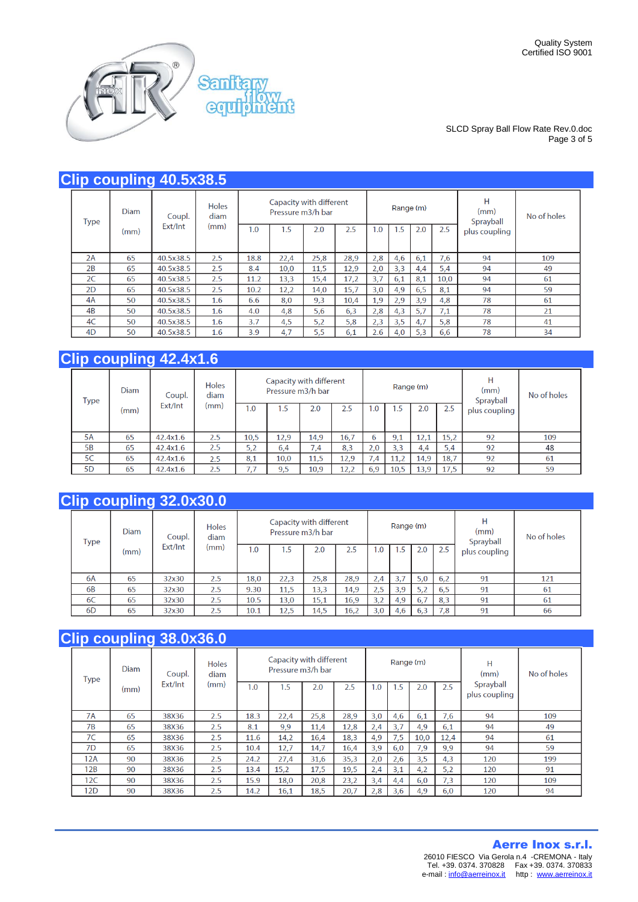## Clip coupling 40.5x38.5

| Type | Diam (mm) | Coupl. Ext/Int | Holes diam (mm) | Capacity with different Pressure m3/h bar | | | | Range (m) | | | | H (mm) Sprayball plus coupling | No of holes |
|---|---|---|---|---|---|---|---|---|---|---|---|---|---|
| | | | | 1.0 | 1.5 | 2.0 | 2.5 | 1.0 | 1.5 | 2.0 | 2.5 | | |
| 2A | 65 | 40.5x38.5 | 2.5 | 18.8 | 22,4 | 25,8 | 28,9 | 2,8 | 4,6 | 6,1 | 7,6 | 94 | 109 |
| 2B | 65 | 40.5x38.5 | 2.5 | 8.4 | 10,0 | 11,5 | 12,9 | 2,0 | 3,3 | 4,4 | 5,4 | 94 | 49 |
| 2C | 65 | 40.5x38.5 | 2.5 | 11.2 | 13,3 | 15,4 | 17,2 | 3,7 | 6,1 | 8,1 | 10,0 | 94 | 61 |
| 2D | 65 | 40.5x38.5 | 2.5 | 10.2 | 12,2 | 14,0 | 15,7 | 3,0 | 4,9 | 6,5 | 8,1 | 94 | 59 |
| 4A | 50 | 40.5x38.5 | 1.6 | 6.6 | 8,0 | 9,3 | 10,4 | 1,9 | 2,9 | 3,9 | 4,8 | 78 | 61 |
| 4B | 50 | 40.5x38.5 | 1.6 | 4.0 | 4,8 | 5,6 | 6,3 | 2,8 | 4,3 | 5,7 | 7,1 | 78 | 21 |
| 4C | 50 | 40.5x38.5 | 1.6 | 3.7 | 4,5 | 5,2 | 5,8 | 2,3 | 3,5 | 4,7 | 5,8 | 78 | 41 |
| 4D | 50 | 40.5x38.5 | 1.6 | 3.9 | 4,7 | 5,5 | 6,1 | 2.6 | 4,0 | 5,3 | 6,6 | 78 | 34 |

## Clip coupling 42.4x1.6

| Type | Diam (mm) | Coupl. Ext/Int | Holes diam (mm) | Capacity with different Pressure m3/h bar | | | | Range (m) | | | | H (mm) Sprayball plus coupling | No of holes |
|---|---|---|---|---|---|---|---|---|---|---|---|---|---|
| | | | | 1.0 | 1.5 | 2.0 | 2.5 | 1.0 | 1.5 | 2.0 | 2.5 | | |
| 5A | 65 | 42.4x1.6 | 2.5 | 10,5 | 12,9 | 14,9 | 16,7 | 6 | 9,1 | 12,1 | 15,2 | 92 | 109 |
| 5B | 65 | 42.4x1.6 | 2.5 | 5,2 | 6,4 | 7,4 | 8,3 | 2,0 | 3,3 | 4,4 | 5,4 | 92 | 48 |
| 5C | 65 | 42.4x1.6 | 2.5 | 8,1 | 10,0 | 11,5 | 12,9 | 7,4 | 11,2 | 14,9 | 18,7 | 92 | 61 |
| 5D | 65 | 42.4x1.6 | 2.5 | 7,7 | 9,5 | 10,9 | 12,2 | 6,9 | 10,5 | 13,9 | 17,5 | 92 | 59 |

## Clip coupling 32.0x30.0

| Type | Diam (mm) | Coupl. Ext/Int | Holes diam (mm) | Capacity with different Pressure m3/h bar | | | | Range (m) | | | | H (mm) Sprayball plus coupling | No of holes |
|---|---|---|---|---|---|---|---|---|---|---|---|---|---|
| | | | | 1.0 | 1.5 | 2.0 | 2.5 | 1.0 | 1.5 | 2.0 | 2.5 | | |
| 6A | 65 | 32x30 | 2.5 | 18,0 | 22,3 | 25,8 | 28,9 | 2,4 | 3,7 | 5,0 | 6,2 | 91 | 121 |
| 6B | 65 | 32x30 | 2.5 | 9.30 | 11,5 | 13,3 | 14,9 | 2,5 | 3,9 | 5,2 | 6,5 | 91 | 61 |
| 6C | 65 | 32x30 | 2.5 | 10.5 | 13,0 | 15,1 | 16,9 | 3,2 | 4,9 | 6,7 | 8,3 | 91 | 61 |
| 6D | 65 | 32x30 | 2.5 | 10.1 | 12,5 | 14,5 | 16,2 | 3,0 | 4,6 | 6,3 | 7,8 | 91 | 66 |

## Clip coupling 38.0x36.0

| Type | Diam (mm) | Coupl. Ext/Int | Holes diam (mm) | Capacity with different Pressure m3/h bar | | | | Range (m) | | | | H (mm) Sprayball plus coupling | No of holes |
|---|---|---|---|---|---|---|---|---|---|---|---|---|---|
| | | | | 1.0 | 1.5 | 2.0 | 2.5 | 1.0 | 1.5 | 2.0 | 2.5 | | |
| 7A | 65 | 38X36 | 2.5 | 18.3 | 22,4 | 25,8 | 28,9 | 3,0 | 4,6 | 6,1 | 7,6 | 94 | 109 |
| 7B | 65 | 38X36 | 2.5 | 8.1 | 9,9 | 11,4 | 12,8 | 2,4 | 3,7 | 4,9 | 6,1 | 94 | 49 |
| 7C | 65 | 38X36 | 2.5 | 11.6 | 14,2 | 16,4 | 18,3 | 4,9 | 7,5 | 10,0 | 12,4 | 94 | 61 |
| 7D | 65 | 38X36 | 2.5 | 10.4 | 12,7 | 14,7 | 16,4 | 3,9 | 6,0 | 7,9 | 9,9 | 94 | 59 |
| 12A | 90 | 38X36 | 2.5 | 24.2 | 27,4 | 31,6 | 35,3 | 2,0 | 2,6 | 3,5 | 4,3 | 120 | 199 |
| 12B | 90 | 38X36 | 2.5 | 13.4 | 15,2 | 17,5 | 19,5 | 2,4 | 3,1 | 4,2 | 5,2 | 120 | 91 |
| 12C | 90 | 38X36 | 2.5 | 15.9 | 18,0 | 20,8 | 23,2 | 3,4 | 4,4 | 6,0 | 7,3 | 120 | 109 |
| 12D | 90 | 38X36 | 2.5 | 14.2 | 16,1 | 18,5 | 20,7 | 2,8 | 3,6 | 4,9 | 6,0 | 120 | 94 |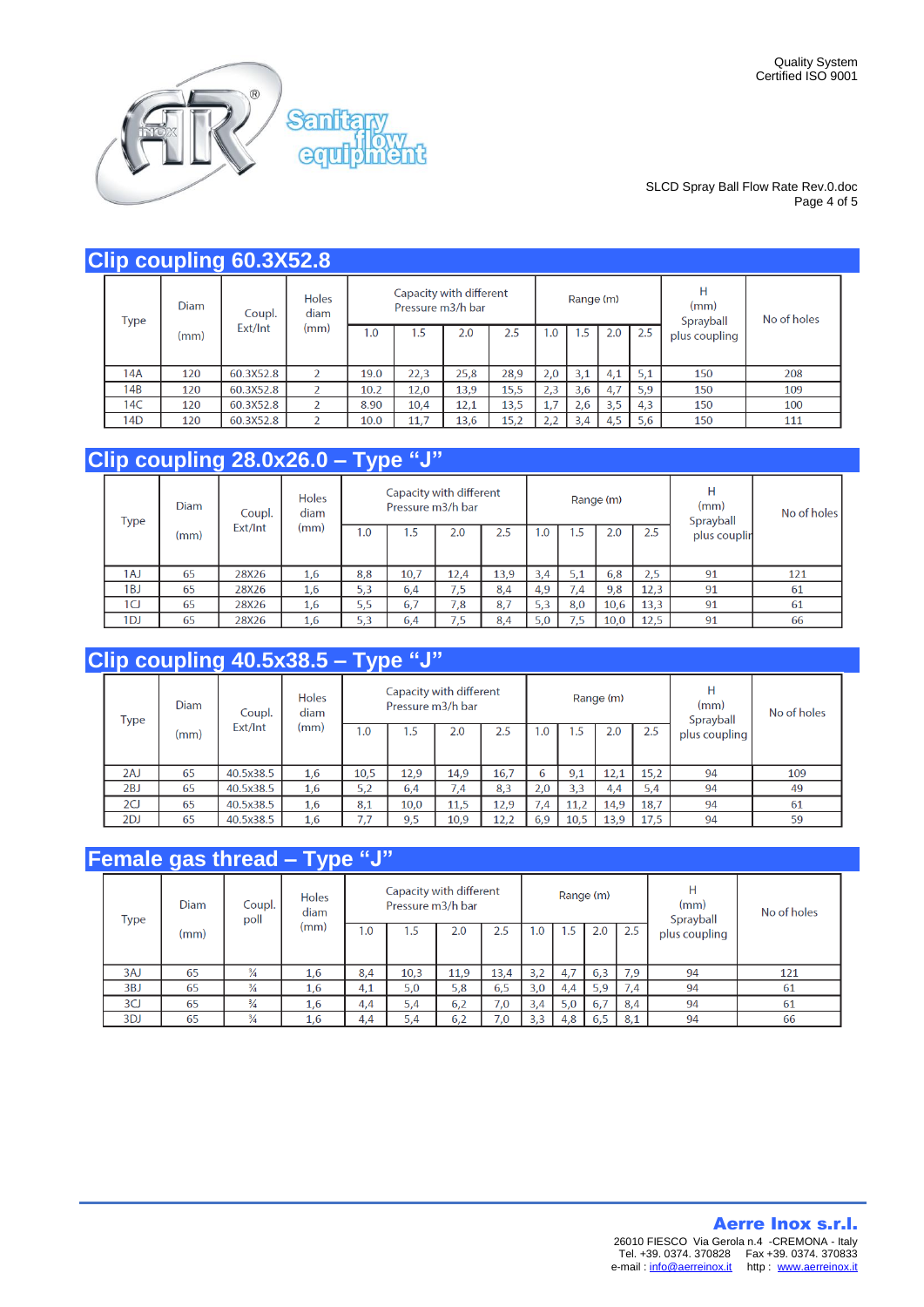## Clip coupling 60.3X52.8

| Type | Diam (mm) | Coupl. Ext/Int | Holes diam (mm) | Capacity with different Pressure m3/h bar | | | | Range (m) | | | | H (mm) Sprayball plus coupling | No of holes |
|---|---|---|---|---|---|---|---|---|---|---|---|---|---|
| | | | | 1.0 | 1.5 | 2.0 | 2.5 | 1.0 | 1.5 | 2.0 | 2.5 | | |
| 14A | 120 | 60.3X52.8 | 2 | 19.0 | 22,3 | 25,8 | 28,9 | 2,0 | 3,1 | 4,1 | 5,1 | 150 | 208 |
| 14B | 120 | 60.3X52.8 | 2 | 10.2 | 12,0 | 13,9 | 15,5 | 2,3 | 3,6 | 4,7 | 5,9 | 150 | 109 |
| 14C | 120 | 60.3X52.8 | 2 | 8.90 | 10,4 | 12,1 | 13,5 | 1,7 | 2,6 | 3,5 | 4,3 | 150 | 100 |
| 14D | 120 | 60.3X52.8 | 2 | 10.0 | 11,7 | 13,6 | 15,2 | 2,2 | 3,4 | 4,5 | 5,6 | 150 | 111 |

## Clip coupling 28.0x26.0 – Type "J"

| Type | Diam (mm) | Coupl. Ext/Int | Holes diam (mm) | Capacity with different Pressure m3/h bar | | | | Range (m) | | | | H (mm) Sprayball plus couplin | No of holes |
|---|---|---|---|---|---|---|---|---|---|---|---|---|---|
| | | | | 1.0 | 1.5 | 2.0 | 2.5 | 1.0 | 1.5 | 2.0 | 2.5 | | |
| 1AJ | 65 | 28X26 | 1,6 | 8,8 | 10,7 | 12,4 | 13,9 | 3,4 | 5,1 | 6,8 | 2,5 | 91 | 121 |
| 1BJ | 65 | 28X26 | 1,6 | 5,3 | 6,4 | 7,5 | 8,4 | 4,9 | 7,4 | 9,8 | 12,3 | 91 | 61 |
| 1CJ | 65 | 28X26 | 1,6 | 5,5 | 6,7 | 7,8 | 8,7 | 5,3 | 8,0 | 10,6 | 13,3 | 91 | 61 |
| 1DJ | 65 | 28X26 | 1,6 | 5,3 | 6,4 | 7,5 | 8,4 | 5,0 | 7,5 | 10,0 | 12,5 | 91 | 66 |

## Clip coupling 40.5x38.5 – Type "J"

| Type | Diam (mm) | Coupl. Ext/Int | Holes diam (mm) | Capacity with different Pressure m3/h bar | | | | Range (m) | | | | H (mm) Sprayball plus coupling | No of holes |
|---|---|---|---|---|---|---|---|---|---|---|---|---|---|
| | | | | 1.0 | 1.5 | 2.0 | 2.5 | 1.0 | 1.5 | 2.0 | 2.5 | | |
| 2AJ | 65 | 40.5x38.5 | 1,6 | 10,5 | 12,9 | 14,9 | 16,7 | 6 | 9,1 | 12,1 | 15,2 | 94 | 109 |
| 2BJ | 65 | 40.5x38.5 | 1,6 | 5,2 | 6,4 | 7,4 | 8,3 | 2,0 | 3,3 | 4,4 | 5,4 | 94 | 49 |
| 2CJ | 65 | 40.5x38.5 | 1,6 | 8,1 | 10,0 | 11,5 | 12,9 | 7,4 | 11,2 | 14,9 | 18,7 | 94 | 61 |
| 2DJ | 65 | 40.5x38.5 | 1,6 | 7,7 | 9,5 | 10,9 | 12,2 | 6,9 | 10,5 | 13,9 | 17,5 | 94 | 59 |

## Female gas thread – Type "J"

| Type | Diam (mm) | Coupl. poll | Holes diam (mm) | Capacity with different Pressure m3/h bar | | | | Range (m) | | | | H (mm) Sprayball plus coupling | No of holes |
|---|---|---|---|---|---|---|---|---|---|---|---|---|---|
| | | | | 1.0 | 1.5 | 2.0 | 2.5 | 1.0 | 1.5 | 2.0 | 2.5 | | |
| 3AJ | 65 | ¾ | 1,6 | 8,4 | 10,3 | 11,9 | 13,4 | 3,2 | 4,7 | 6,3 | 7,9 | 94 | 121 |
| 3BJ | 65 | ¾ | 1,6 | 4,1 | 5,0 | 5,8 | 6,5 | 3,0 | 4,4 | 5,9 | 7,4 | 94 | 61 |
| 3CJ | 65 | ¾ | 1,6 | 4,4 | 5,4 | 6,2 | 7,0 | 3,4 | 5,0 | 6,7 | 8,4 | 94 | 61 |
| 3DJ | 65 | ¾ | 1,6 | 4,4 | 5,4 | 6,2 | 7,0 | 3,3 | 4,8 | 6,5 | 8,1 | 94 | 66 |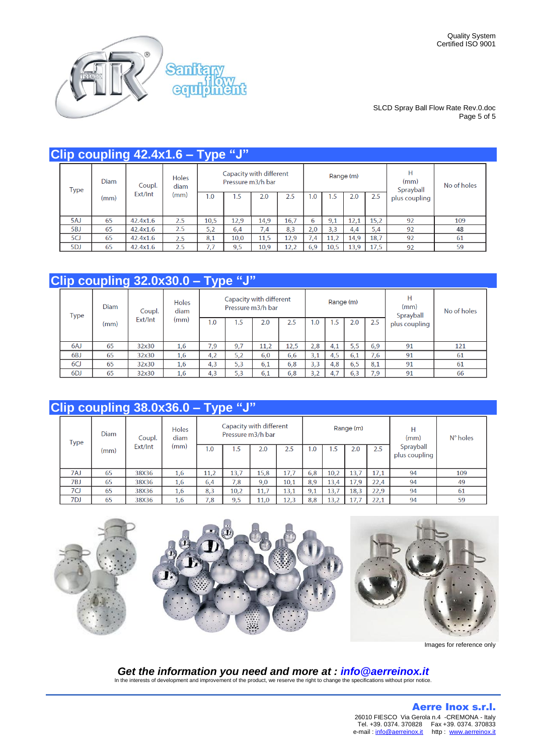## Clip coupling 42.4x1.6 – Type "J"

| Type | Diam (mm) | Coupl. Ext/Int | Holes diam (mm) | Capacity with different Pressure m3/h bar | | | | Range (m) | | | | H (mm) Sprayball plus coupling | No of holes |
|---|---|---|---|---|---|---|---|---|---|---|---|---|---|
| | | | | 1.0 | 1.5 | 2.0 | 2.5 | 1.0 | 1.5 | 2.0 | 2.5 | | |
| 5AJ | 65 | 42.4x1.6 | 2.5 | 10,5 | 12,9 | 14,9 | 16,7 | 6 | 9,1 | 12,1 | 15,2 | 92 | 109 |
| 5BJ | 65 | 42.4x1.6 | 2.5 | 5,2 | 6,4 | 7,4 | 8,3 | 2,0 | 3,3 | 4,4 | 5,4 | 92 | 48 |
| 5CJ | 65 | 42.4x1.6 | 2.5 | 8,1 | 10,0 | 11,5 | 12,9 | 7,4 | 11,2 | 14,9 | 18,7 | 92 | 61 |
| 5DJ | 65 | 42.4x1.6 | 2.5 | 7,7 | 9,5 | 10,9 | 12,2 | 6,9 | 10,5 | 13,9 | 17,5 | 92 | 59 |

## Clip coupling 32.0x30.0 – Type "J"

| Type | Diam (mm) | Coupl. Ext/Int | Holes diam (mm) | Capacity with different Pressure m3/h bar | | | | Range (m) | | | | H (mm) Sprayball plus coupling | No of holes |
|---|---|---|---|---|---|---|---|---|---|---|---|---|---|
| | | | | 1.0 | 1.5 | 2.0 | 2.5 | 1.0 | 1.5 | 2.0 | 2.5 | | |
| 6AJ | 65 | 32x30 | 1,6 | 7,9 | 9,7 | 11,2 | 12,5 | 2,8 | 4,1 | 5,5 | 6,9 | 91 | 121 |
| 6BJ | 65 | 32x30 | 1,6 | 4,2 | 5,2 | 6,0 | 6,6 | 3,1 | 4,5 | 6,1 | 7,6 | 91 | 61 |
| 6CJ | 65 | 32x30 | 1,6 | 4,3 | 5,3 | 6,1 | 6,8 | 3,3 | 4,8 | 6,5 | 8,1 | 91 | 61 |
| 6DJ | 65 | 32x30 | 1,6 | 4,3 | 5,3 | 6,1 | 6,8 | 3,2 | 4,7 | 6,3 | 7,9 | 91 | 66 |

## Clip coupling 38.0x36.0 – Type "J"

| Type | Diam (mm) | Coupl. Ext/Int | Holes diam (mm) | Capacity with different Pressure m3/h bar | | | | Range (m) | | | | H (mm) Sprayball plus coupling | N° holes |
|---|---|---|---|---|---|---|---|---|---|---|---|---|---|
| | | | | 1.0 | 1.5 | 2.0 | 2.5 | 1.0 | 1.5 | 2.0 | 2.5 | | |
| 7AJ | 65 | 38X36 | 1,6 | 11,2 | 13,7 | 15,8 | 17,7 | 6,8 | 10,2 | 13,7 | 17,1 | 94 | 109 |
| 7BJ | 65 | 38X36 | 1,6 | 6,4 | 7,8 | 9,0 | 10,1 | 8,9 | 13,4 | 17,9 | 22,4 | 94 | 49 |
| 7CJ | 65 | 38X36 | 1,6 | 8,3 | 10,2 | 11,7 | 13,1 | 9,1 | 13,7 | 18,3 | 22,9 | 94 | 61 |
| 7DJ | 65 | 38X36 | 1,6 | 7,8 | 9,5 | 11,0 | 12,3 | 8,8 | 13,2 | 17,7 | 22,1 | 94 | 59 |

Images for reference only

***Get the information you need and more at : info@aerreinox.it***

In the interests of development and improvement of the product, we reserve the right to change the specifications without prior notice.

**Aerre Inox s.r.l.**
26010 FIESCO Via Gerola n.4 -CREMONA - Italy
Tel. +39. 0374. 370828 Fax +39. 0374. 370833
e-mail : info@aerreinox.it http : www.aerreinox.it